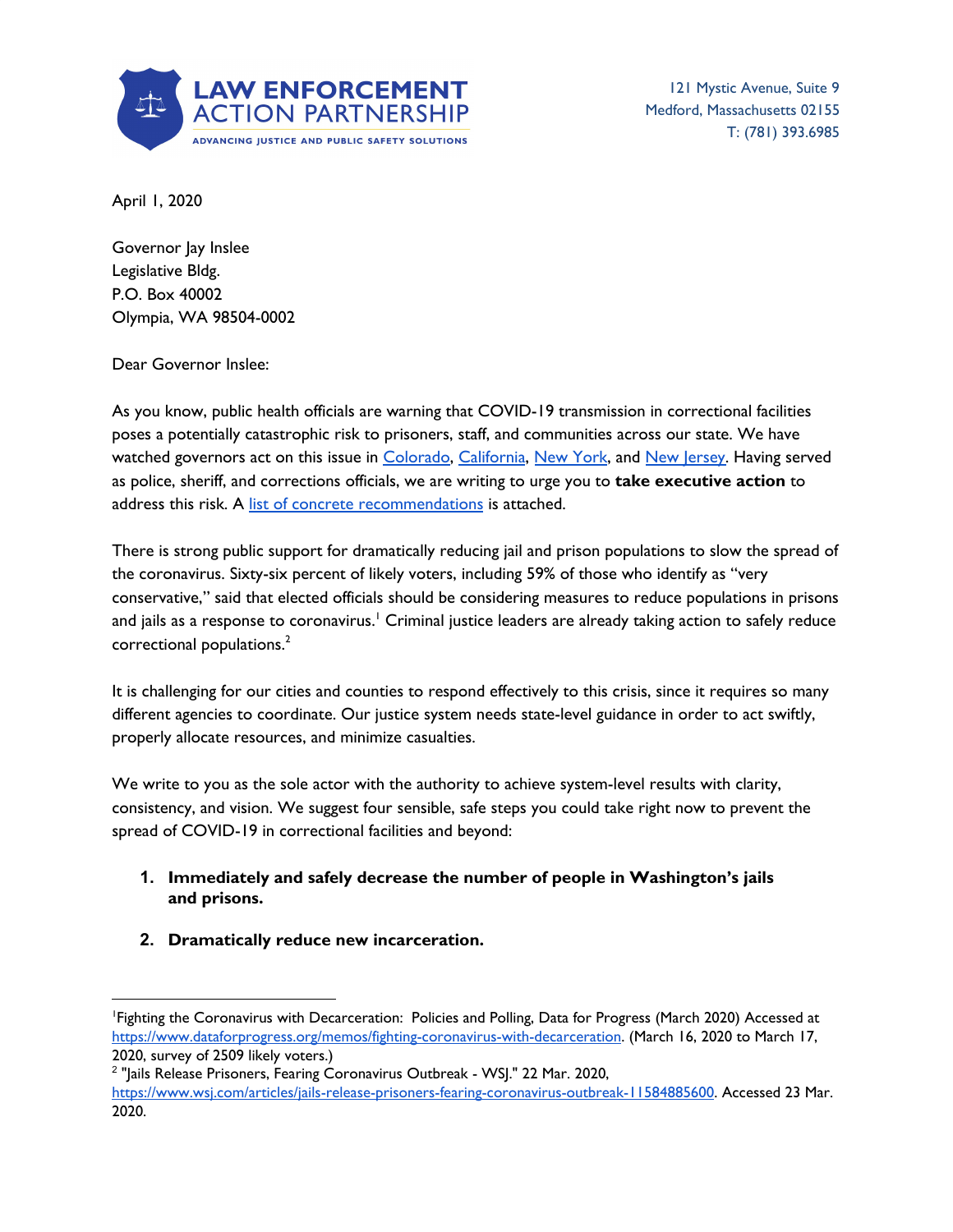**LAW ENFORCEMENT ACTION PARTNERSHIP**
ADVANCING JUSTICE AND PUBLIC SAFETY SOLUTIONS

121 Mystic Avenue, Suite 9
Medford, Massachusetts 02155
T: (781) 393.6985

April 1, 2020

Governor Jay Inslee
Legislative Bldg.
P.O. Box 40002
Olympia, WA 98504-0002

Dear Governor Inslee:

As you know, public health officials are warning that COVID-19 transmission in correctional facilities poses a potentially catastrophic risk to prisoners, staff, and communities across our state. We have watched governors act on this issue in Colorado, California, New York, and New Jersey. Having served as police, sheriff, and corrections officials, we are writing to urge you to **take executive action** to address this risk. A list of concrete recommendations is attached.

There is strong public support for dramatically reducing jail and prison populations to slow the spread of the coronavirus. Sixty-six percent of likely voters, including 59% of those who identify as "very conservative," said that elected officials should be considering measures to reduce populations in prisons and jails as a response to coronavirus.[1] Criminal justice leaders are already taking action to safely reduce correctional populations.[2]

It is challenging for our cities and counties to respond effectively to this crisis, since it requires so many different agencies to coordinate. Our justice system needs state-level guidance in order to act swiftly, properly allocate resources, and minimize casualties.

We write to you as the sole actor with the authority to achieve system-level results with clarity, consistency, and vision. We suggest four sensible, safe steps you could take right now to prevent the spread of COVID-19 in correctional facilities and beyond:

1. **Immediately and safely decrease the number of people in Washington's jails and prisons.**
2. **Dramatically reduce new incarceration.**

---

[1] Fighting the Coronavirus with Decarceration: Policies and Polling, Data for Progress (March 2020) Accessed at https://www.dataforprogress.org/memos/fighting-coronavirus-with-decarceration. (March 16, 2020 to March 17, 2020, survey of 2509 likely voters.)

[2] "Jails Release Prisoners, Fearing Coronavirus Outbreak - WSJ." 22 Mar. 2020, https://www.wsj.com/articles/jails-release-prisoners-fearing-coronavirus-outbreak-11584885600. Accessed 23 Mar. 2020.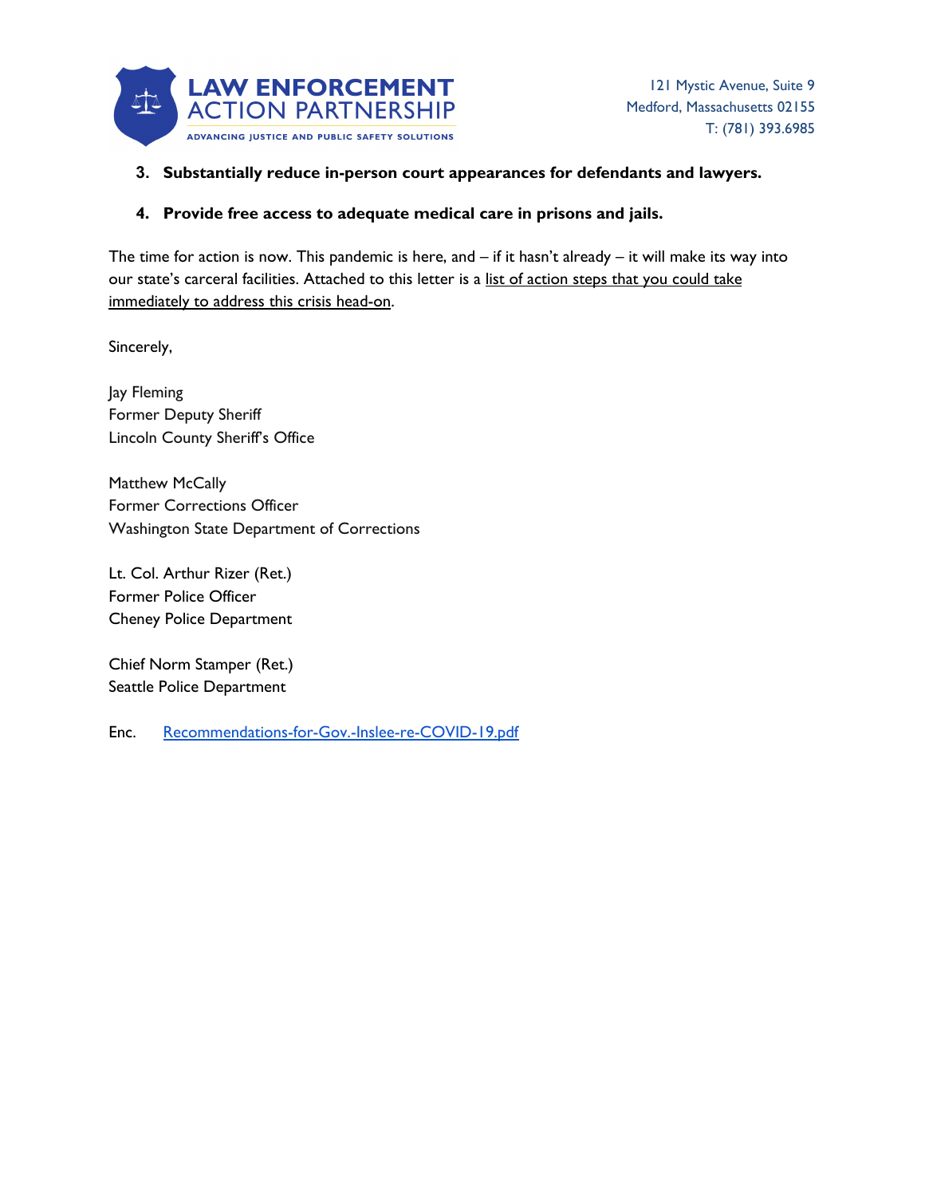3. **Substantially reduce in-person court appearances for defendants and lawyers.**

4. **Provide free access to adequate medical care in prisons and jails.**

The time for action is now. This pandemic is here, and – if it hasn't already – it will make its way into our state's carceral facilities. Attached to this letter is a list of action steps that you could take immediately to address this crisis head-on.

Sincerely,

Jay Fleming
Former Deputy Sheriff
Lincoln County Sheriff's Office

Matthew McCally
Former Corrections Officer
Washington State Department of Corrections

Lt. Col. Arthur Rizer (Ret.)
Former Police Officer
Cheney Police Department

Chief Norm Stamper (Ret.)
Seattle Police Department

Enc. Recommendations-for-Gov.-Inslee-re-COVID-19.pdf